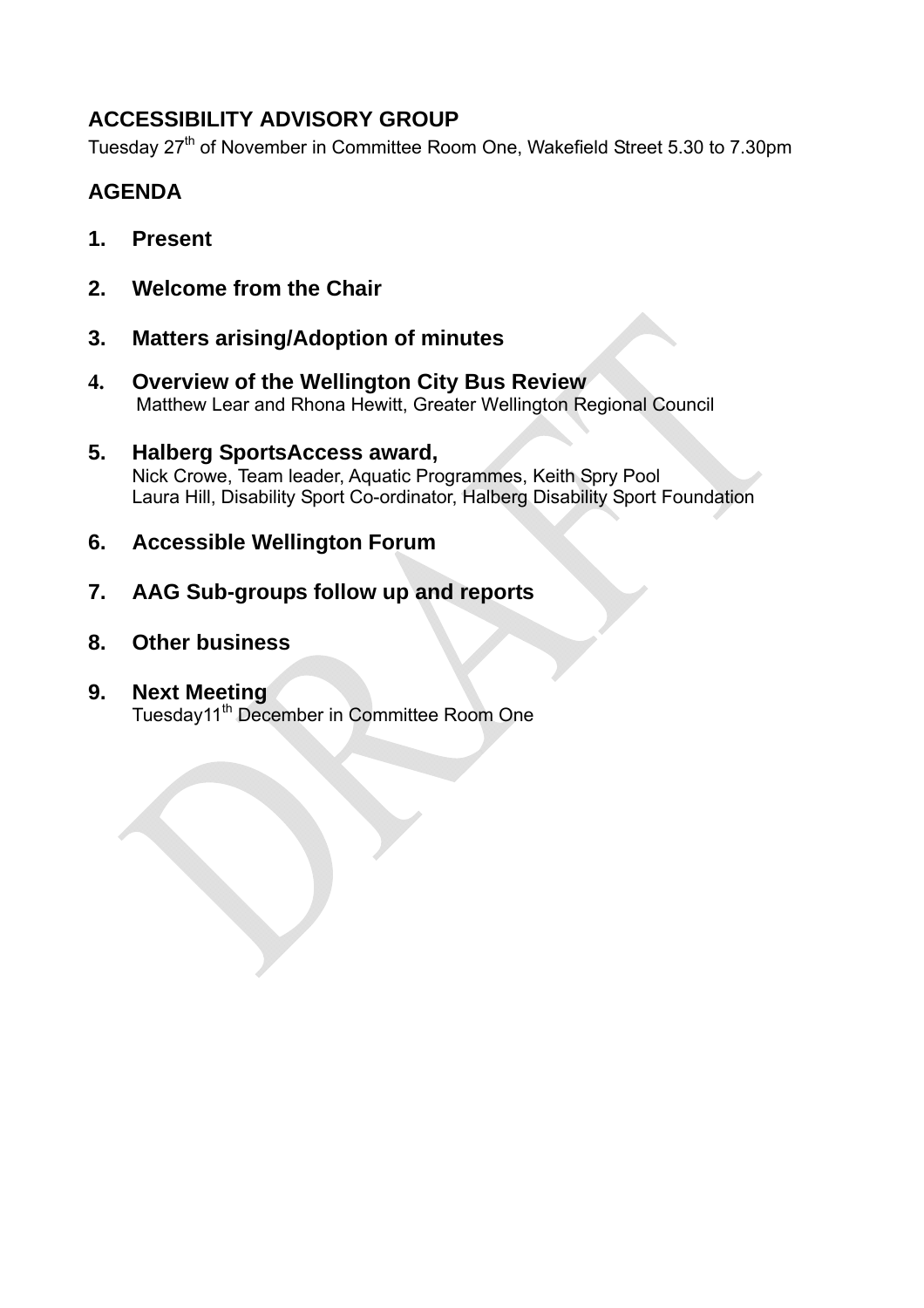## ACCESSIBILITY ADVISORY GROUP

Tuesday 27th of November in Committee Room One, Wakefield Street 5.30 to 7.30pm

## AGENDA

1. **Present**

2. **Welcome from the Chair**

3. **Matters arising/Adoption of minutes**

4. **Overview of the Wellington City Bus Review**
   Matthew Lear and Rhona Hewitt, Greater Wellington Regional Council

5. **Halberg SportsAccess award,**
   Nick Crowe, Team leader, Aquatic Programmes, Keith Spry Pool
   Laura Hill, Disability Sport Co-ordinator, Halberg Disability Sport Foundation

6. **Accessible Wellington Forum**

7. **AAG Sub-groups follow up and reports**

8. **Other business**

9. **Next Meeting**
   Tuesday11th December in Committee Room One

DRAFT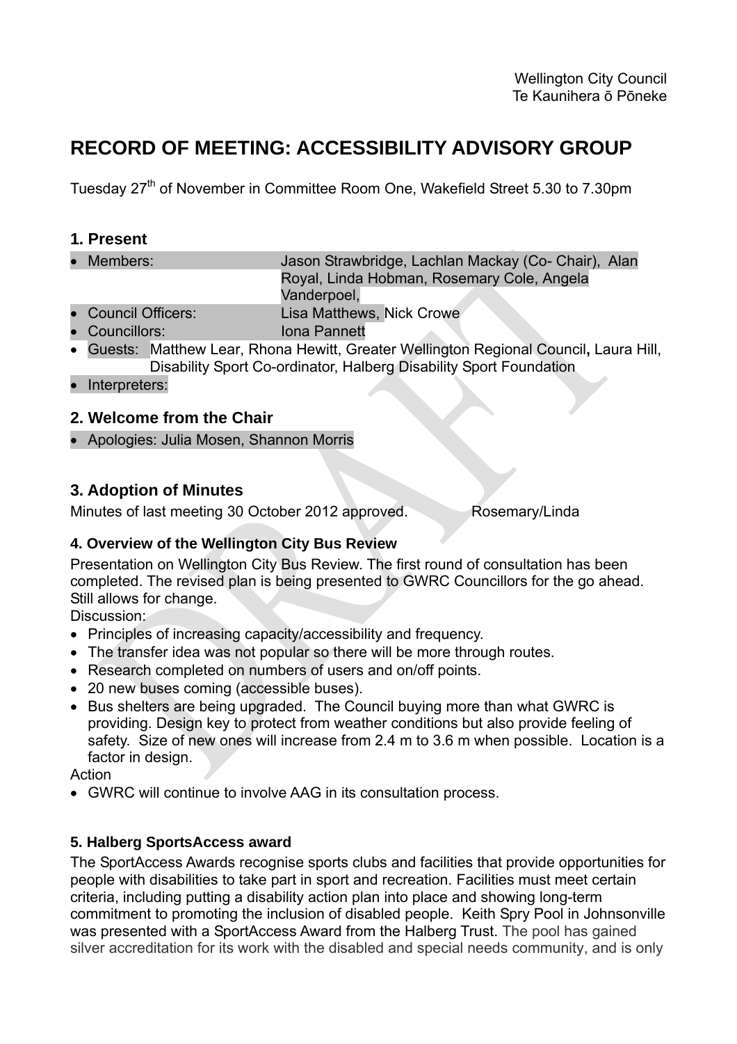Wellington City Council
Te Kaunihera ō Pōneke

# RECORD OF MEETING: ACCESSIBILITY ADVISORY GROUP

Tuesday 27th of November in Committee Room One, Wakefield Street 5.30 to 7.30pm

## 1. Present

- Members: Jason Strawbridge, Lachlan Mackay (Co- Chair), Alan Royal, Linda Hobman, Rosemary Cole, Angela Vanderpoel,
- Council Officers: Lisa Matthews, Nick Crowe
- Councillors: Iona Pannett
- Guests: Matthew Lear, Rhona Hewitt, Greater Wellington Regional Council, Laura Hill, Disability Sport Co-ordinator, Halberg Disability Sport Foundation
- Interpreters:

## 2. Welcome from the Chair

- Apologies: Julia Mosen, Shannon Morris

## 3. Adoption of Minutes

Minutes of last meeting 30 October 2012 approved. Rosemary/Linda

### 4. Overview of the Wellington City Bus Review

Presentation on Wellington City Bus Review. The first round of consultation has been completed. The revised plan is being presented to GWRC Councillors for the go ahead. Still allows for change.

Discussion:

- Principles of increasing capacity/accessibility and frequency.
- The transfer idea was not popular so there will be more through routes.
- Research completed on numbers of users and on/off points.
- 20 new buses coming (accessible buses).
- Bus shelters are being upgraded. The Council buying more than what GWRC is providing. Design key to protect from weather conditions but also provide feeling of safety. Size of new ones will increase from 2.4 m to 3.6 m when possible. Location is a factor in design.

Action

- GWRC will continue to involve AAG in its consultation process.

### 5. Halberg SportsAccess award

The SportAccess Awards recognise sports clubs and facilities that provide opportunities for people with disabilities to take part in sport and recreation. Facilities must meet certain criteria, including putting a disability action plan into place and showing long-term commitment to promoting the inclusion of disabled people. Keith Spry Pool in Johnsonville was presented with a SportAccess Award from the Halberg Trust. The pool has gained silver accreditation for its work with the disabled and special needs community, and is only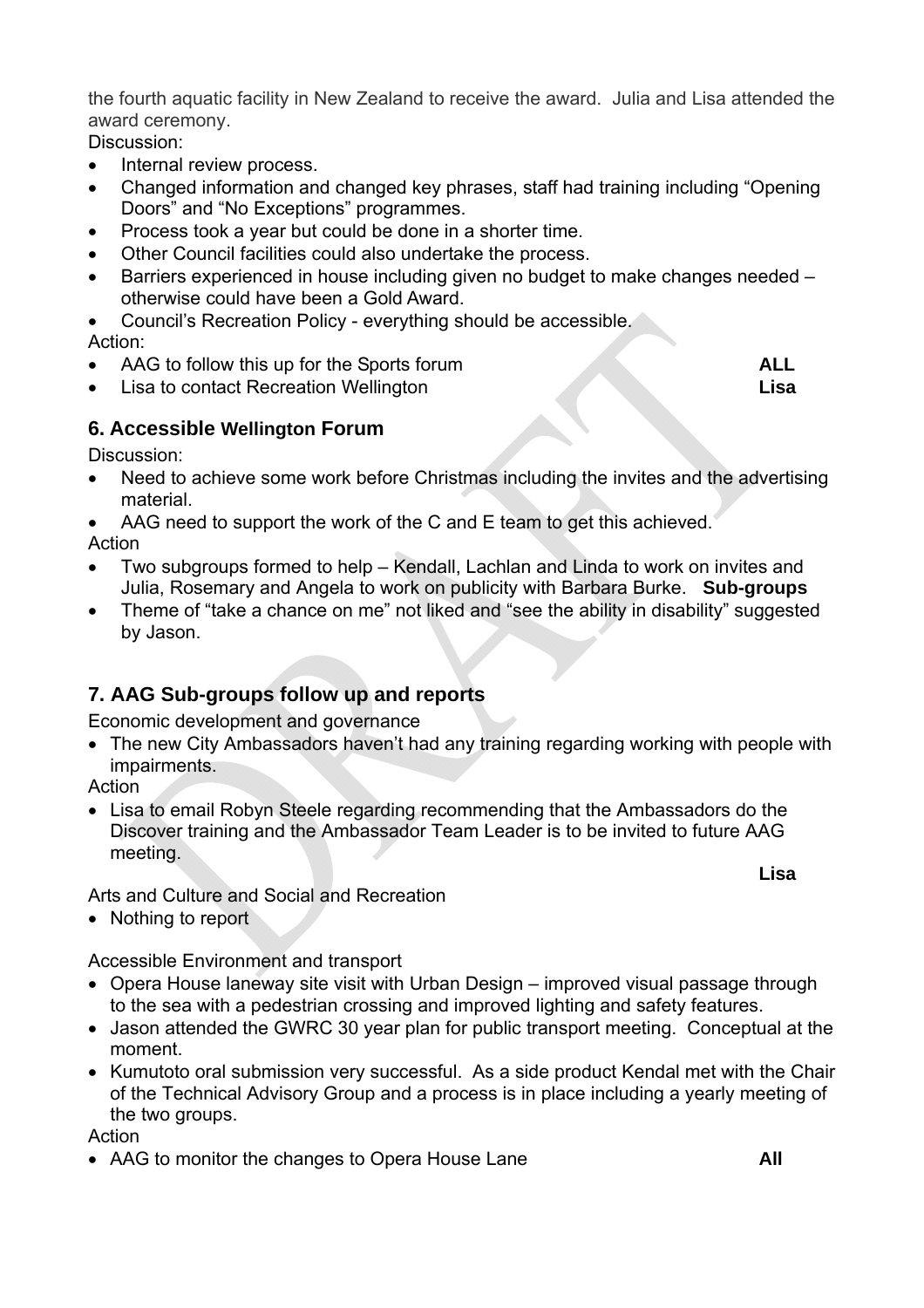the fourth aquatic facility in New Zealand to receive the award. Julia and Lisa attended the award ceremony.

Discussion:

- Internal review process.
- Changed information and changed key phrases, staff had training including "Opening Doors" and "No Exceptions" programmes.
- Process took a year but could be done in a shorter time.
- Other Council facilities could also undertake the process.
- Barriers experienced in house including given no budget to make changes needed – otherwise could have been a Gold Award.
- Council's Recreation Policy - everything should be accessible.

Action:

- AAG to follow this up for the Sports forum **ALL**
- Lisa to contact Recreation Wellington **Lisa**

## 6. Accessible Wellington Forum

Discussion:

- Need to achieve some work before Christmas including the invites and the advertising material.
- AAG need to support the work of the C and E team to get this achieved.

Action

- Two subgroups formed to help – Kendall, Lachlan and Linda to work on invites and Julia, Rosemary and Angela to work on publicity with Barbara Burke. **Sub-groups**
- Theme of "take a chance on me" not liked and "see the ability in disability" suggested by Jason.

## 7. AAG Sub-groups follow up and reports

Economic development and governance

- The new City Ambassadors haven't had any training regarding working with people with impairments.

Action

- Lisa to email Robyn Steele regarding recommending that the Ambassadors do the Discover training and the Ambassador Team Leader is to be invited to future AAG meeting. **Lisa**

Arts and Culture and Social and Recreation

- Nothing to report

Accessible Environment and transport

- Opera House laneway site visit with Urban Design – improved visual passage through to the sea with a pedestrian crossing and improved lighting and safety features.
- Jason attended the GWRC 30 year plan for public transport meeting. Conceptual at the moment.
- Kumutoto oral submission very successful. As a side product Kendal met with the Chair of the Technical Advisory Group and a process is in place including a yearly meeting of the two groups.

Action

- AAG to monitor the changes to Opera House Lane **All**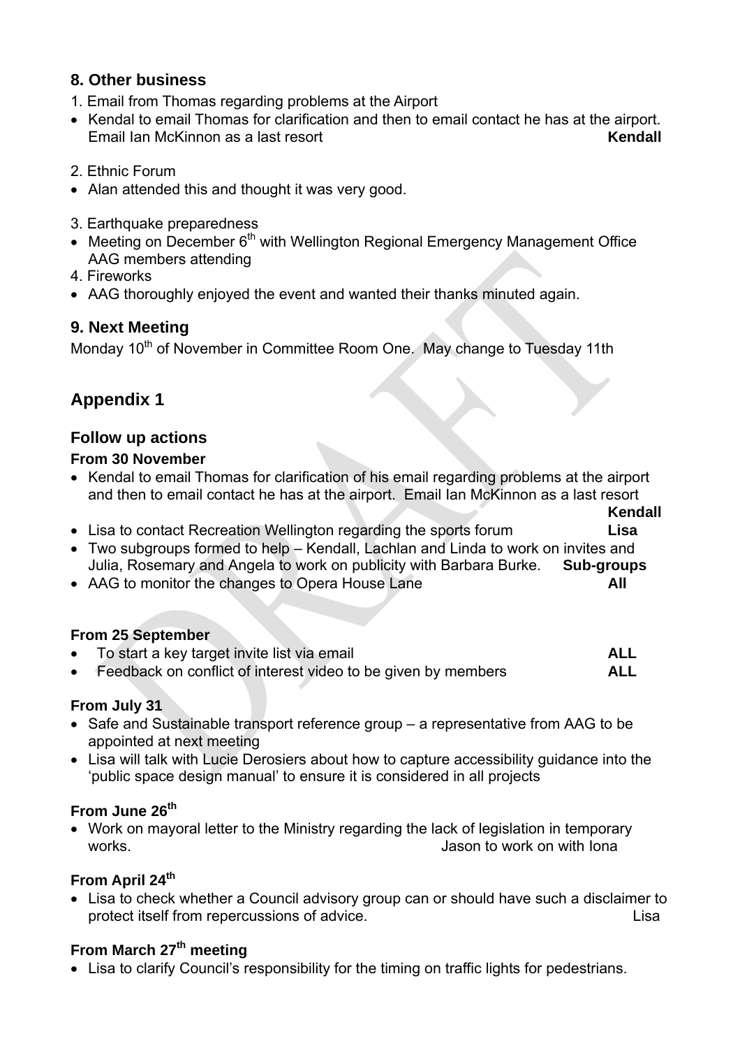## 8. Other business

1. Email from Thomas regarding problems at the Airport

- Kendal to email Thomas for clarification and then to email contact he has at the airport. Email Ian McKinnon as a last resort **Kendall**

2. Ethnic Forum

- Alan attended this and thought it was very good.

3. Earthquake preparedness

- Meeting on December 6th with Wellington Regional Emergency Management Office AAG members attending

4. Fireworks

- AAG thoroughly enjoyed the event and wanted their thanks minuted again.

## 9. Next Meeting

Monday 10th of November in Committee Room One. May change to Tuesday 11th

# Appendix 1

## Follow up actions

### From 30 November

- Kendal to email Thomas for clarification of his email regarding problems at the airport and then to email contact he has at the airport. Email Ian McKinnon as a last resort **Kendall**
- Lisa to contact Recreation Wellington regarding the sports forum **Lisa**
- Two subgroups formed to help – Kendall, Lachlan and Linda to work on invites and Julia, Rosemary and Angela to work on publicity with Barbara Burke. **Sub-groups**
- AAG to monitor the changes to Opera House Lane **All**

### From 25 September

- To start a key target invite list via email **ALL**
- Feedback on conflict of interest video to be given by members **ALL**

### From July 31

- Safe and Sustainable transport reference group – a representative from AAG to be appointed at next meeting
- Lisa will talk with Lucie Derosiers about how to capture accessibility guidance into the 'public space design manual' to ensure it is considered in all projects

### From June 26th

- Work on mayoral letter to the Ministry regarding the lack of legislation in temporary works. Jason to work on with Iona

### From April 24th

- Lisa to check whether a Council advisory group can or should have such a disclaimer to protect itself from repercussions of advice. Lisa

### From March 27th meeting

- Lisa to clarify Council's responsibility for the timing on traffic lights for pedestrians.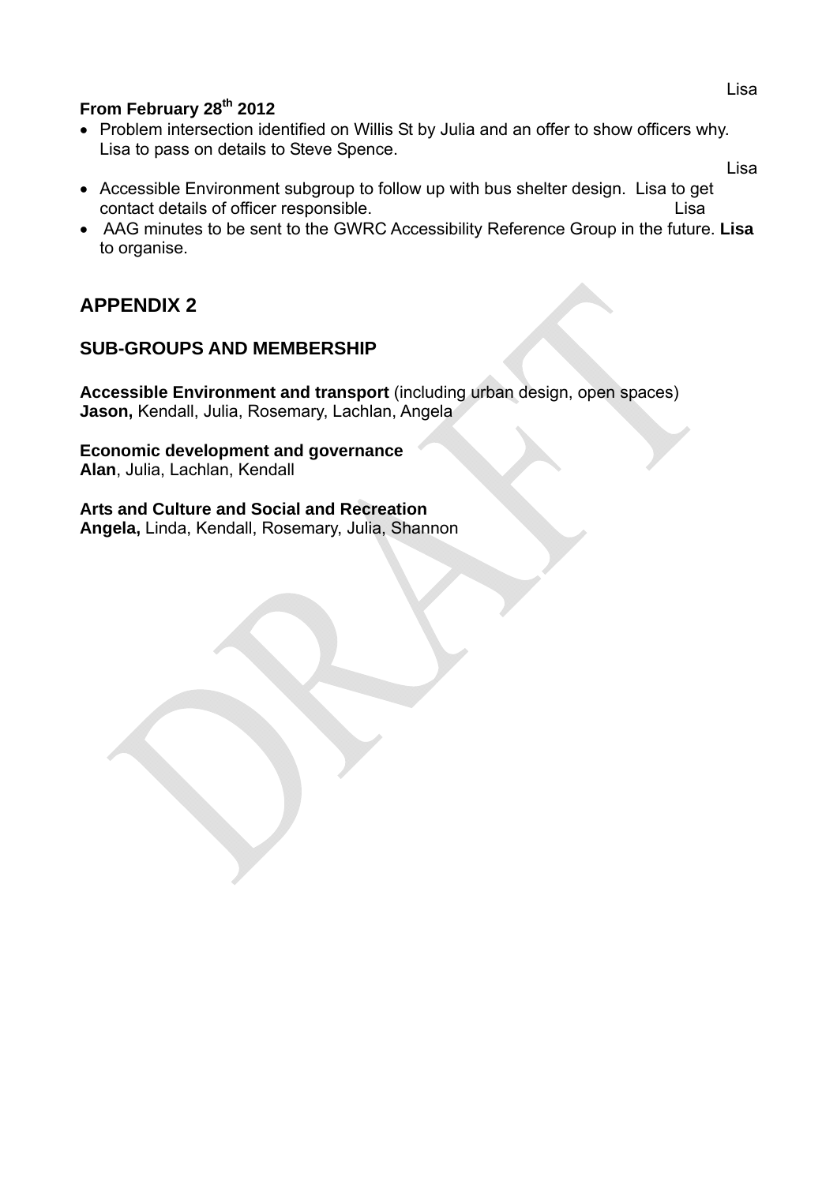Lisa

**From February 28th 2012**

- Problem intersection identified on Willis St by Julia and an offer to show officers why. Lisa to pass on details to Steve Spence.

  Lisa

- Accessible Environment subgroup to follow up with bus shelter design. Lisa to get contact details of officer responsible. Lisa
- AAG minutes to be sent to the GWRC Accessibility Reference Group in the future. **Lisa** to organise.

## APPENDIX 2

### SUB-GROUPS AND MEMBERSHIP

**Accessible Environment and transport** (including urban design, open spaces)
**Jason,** Kendall, Julia, Rosemary, Lachlan, Angela

**Economic development and governance**
**Alan**, Julia, Lachlan, Kendall

**Arts and Culture and Social and Recreation**
**Angela,** Linda, Kendall, Rosemary, Julia, Shannon

DRAFT